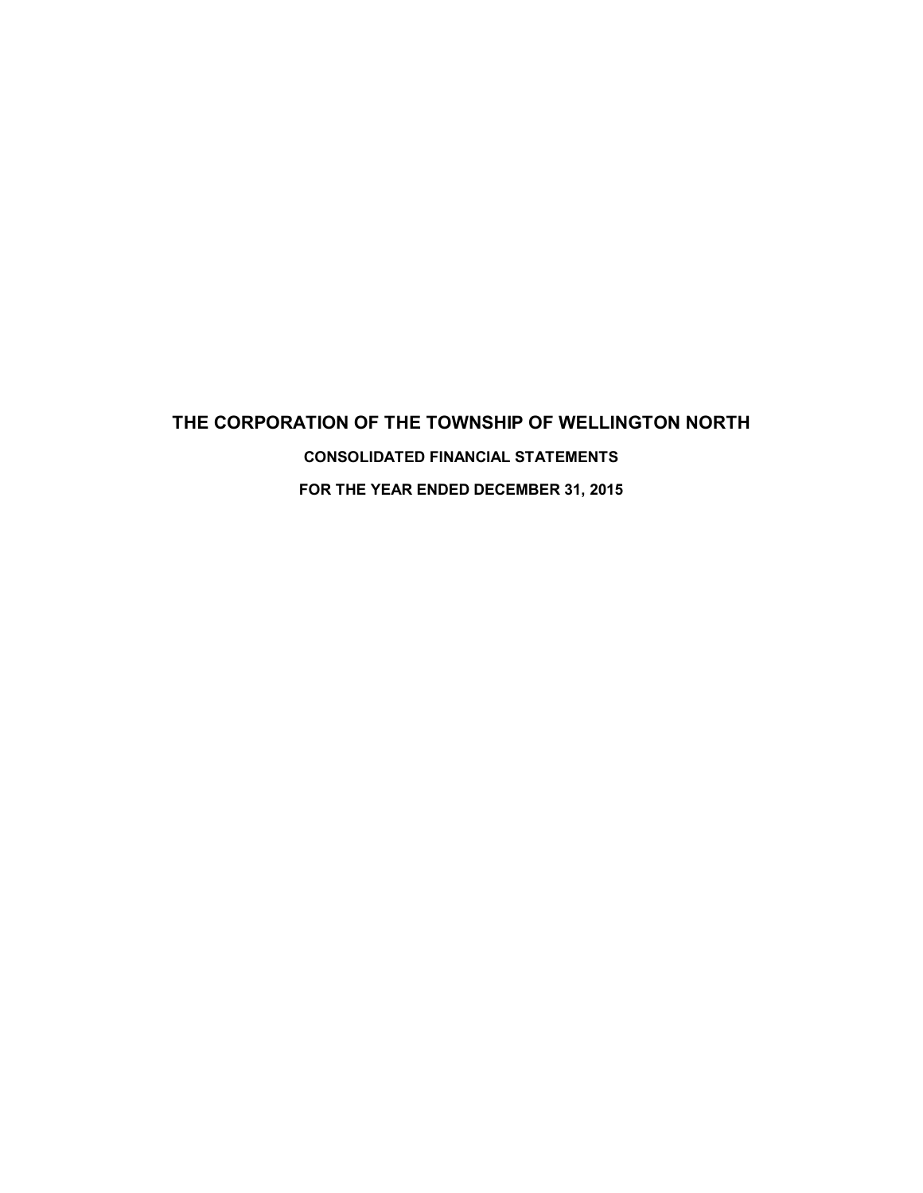# THE CORPORATION OF THE TOWNSHIP OF WELLINGTON NORTH

**CONSOLIDATED FINANCIAL STATEMENTS**

**FOR THE YEAR ENDED DECEMBER 31, 2015**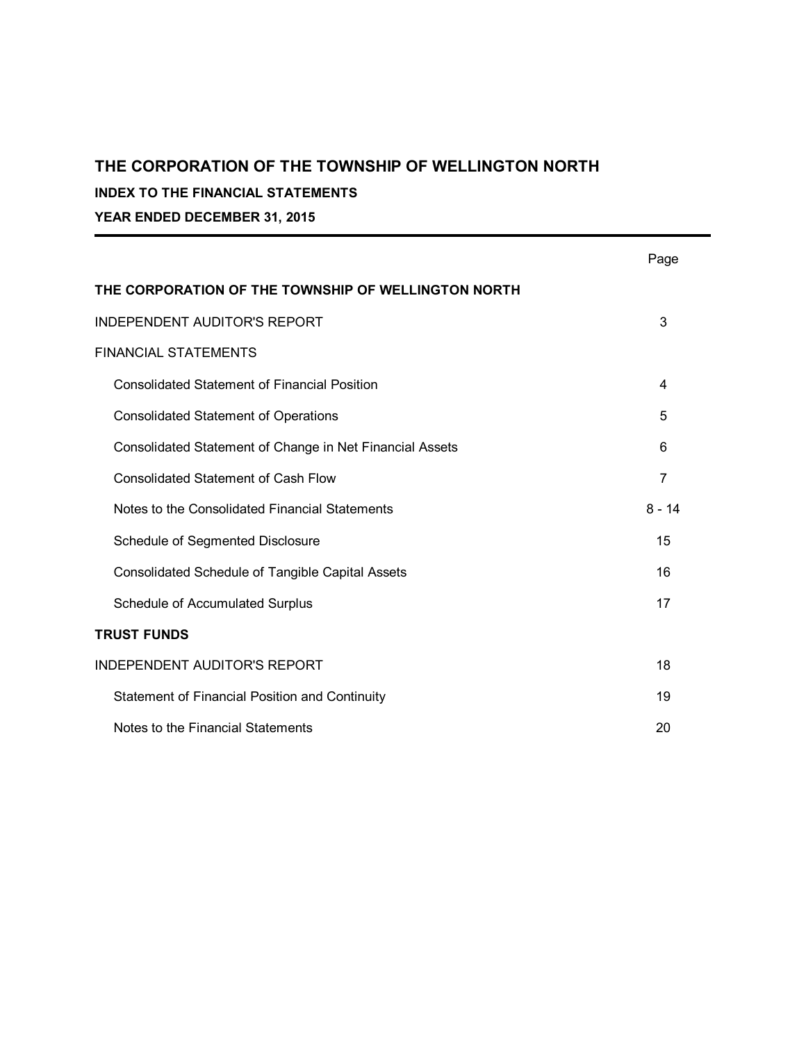# THE CORPORATION OF THE TOWNSHIP OF WELLINGTON NORTH

## INDEX TO THE FINANCIAL STATEMENTS

## YEAR ENDED DECEMBER 31, 2015

| | Page |
|---|---|
| **THE CORPORATION OF THE TOWNSHIP OF WELLINGTON NORTH** | |
| INDEPENDENT AUDITOR'S REPORT | 3 |
| FINANCIAL STATEMENTS | |
| Consolidated Statement of Financial Position | 4 |
| Consolidated Statement of Operations | 5 |
| Consolidated Statement of Change in Net Financial Assets | 6 |
| Consolidated Statement of Cash Flow | 7 |
| Notes to the Consolidated Financial Statements | 8 - 14 |
| Schedule of Segmented Disclosure | 15 |
| Consolidated Schedule of Tangible Capital Assets | 16 |
| Schedule of Accumulated Surplus | 17 |
| **TRUST FUNDS** | |
| INDEPENDENT AUDITOR'S REPORT | 18 |
| Statement of Financial Position and Continuity | 19 |
| Notes to the Financial Statements | 20 |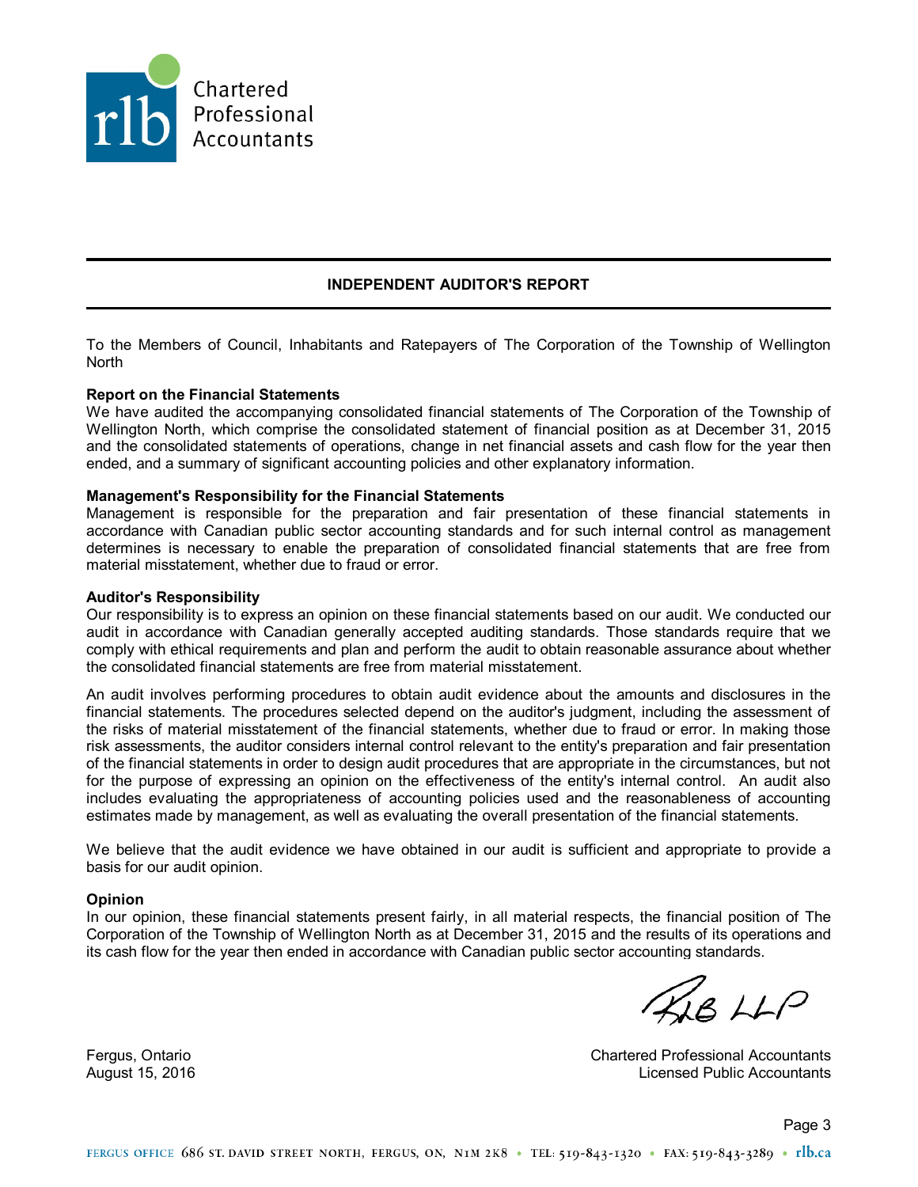Chartered Professional Accountants

# INDEPENDENT AUDITOR'S REPORT

To the Members of Council, Inhabitants and Ratepayers of The Corporation of the Township of Wellington North

**Report on the Financial Statements**
We have audited the accompanying consolidated financial statements of The Corporation of the Township of Wellington North, which comprise the consolidated statement of financial position as at December 31, 2015 and the consolidated statements of operations, change in net financial assets and cash flow for the year then ended, and a summary of significant accounting policies and other explanatory information.

**Management's Responsibility for the Financial Statements**
Management is responsible for the preparation and fair presentation of these financial statements in accordance with Canadian public sector accounting standards and for such internal control as management determines is necessary to enable the preparation of consolidated financial statements that are free from material misstatement, whether due to fraud or error.

**Auditor's Responsibility**
Our responsibility is to express an opinion on these financial statements based on our audit. We conducted our audit in accordance with Canadian generally accepted auditing standards. Those standards require that we comply with ethical requirements and plan and perform the audit to obtain reasonable assurance about whether the consolidated financial statements are free from material misstatement.

An audit involves performing procedures to obtain audit evidence about the amounts and disclosures in the financial statements. The procedures selected depend on the auditor's judgment, including the assessment of the risks of material misstatement of the financial statements, whether due to fraud or error. In making those risk assessments, the auditor considers internal control relevant to the entity's preparation and fair presentation of the financial statements in order to design audit procedures that are appropriate in the circumstances, but not for the purpose of expressing an opinion on the effectiveness of the entity's internal control. An audit also includes evaluating the appropriateness of accounting policies used and the reasonableness of accounting estimates made by management, as well as evaluating the overall presentation of the financial statements.

We believe that the audit evidence we have obtained in our audit is sufficient and appropriate to provide a basis for our audit opinion.

**Opinion**
In our opinion, these financial statements present fairly, in all material respects, the financial position of The Corporation of the Township of Wellington North as at December 31, 2015 and the results of its operations and its cash flow for the year then ended in accordance with Canadian public sector accounting standards.

RLB LLP

Fergus, Ontario
August 15, 2016

Chartered Professional Accountants
Licensed Public Accountants

FERGUS OFFICE 686 ST. DAVID STREET NORTH, FERGUS, ON, N1M 2K8 • TEL: 519-843-1320 • FAX: 519-843-3289 • rlb.ca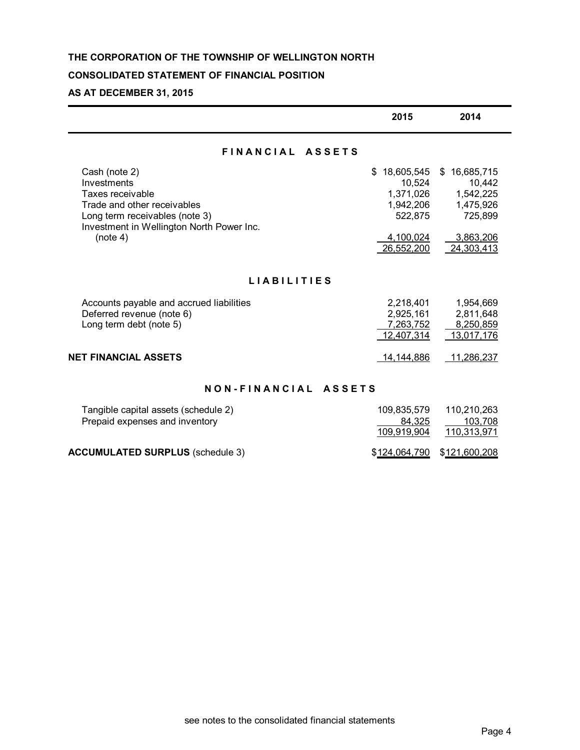**THE CORPORATION OF THE TOWNSHIP OF WELLINGTON NORTH**

**CONSOLIDATED STATEMENT OF FINANCIAL POSITION**

**AS AT DECEMBER 31, 2015**

| | 2015 | 2014 |
|---|---|---|
| **F I N A N C I A L   A S S E T S** | | |
| Cash (note 2) | $ 18,605,545 | $ 16,685,715 |
| Investments | 10,524 | 10,442 |
| Taxes receivable | 1,371,026 | 1,542,225 |
| Trade and other receivables | 1,942,206 | 1,475,926 |
| Long term receivables (note 3) | 522,875 | 725,899 |
| Investment in Wellington North Power Inc. (note 4) | 4,100,024 | 3,863,206 |
| | 26,552,200 | 24,303,413 |
| **L I A B I L I T I E S** | | |
| Accounts payable and accrued liabilities | 2,218,401 | 1,954,669 |
| Deferred revenue (note 6) | 2,925,161 | 2,811,648 |
| Long term debt (note 5) | 7,263,752 | 8,250,859 |
| | 12,407,314 | 13,017,176 |
| **NET FINANCIAL ASSETS** | 14,144,886 | 11,286,237 |
| **N O N - F I N A N C I A L   A S S E T S** | | |
| Tangible capital assets (schedule 2) | 109,835,579 | 110,210,263 |
| Prepaid expenses and inventory | 84,325 | 103,708 |
| | 109,919,904 | 110,313,971 |
| **ACCUMULATED SURPLUS** (schedule 3) | $124,064,790 | $121,600,208 |

see notes to the consolidated financial statements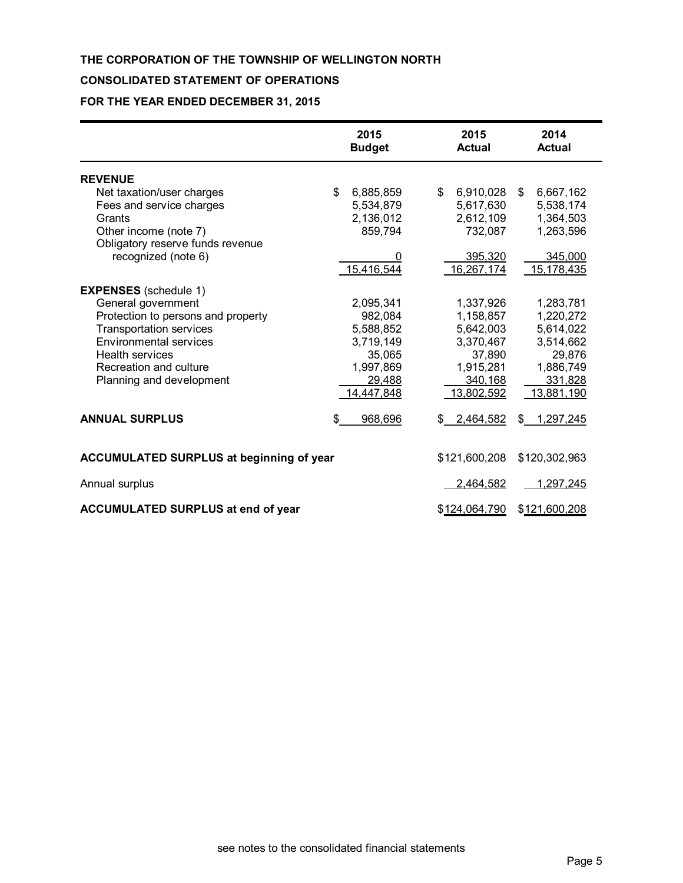**THE CORPORATION OF THE TOWNSHIP OF WELLINGTON NORTH**

**CONSOLIDATED STATEMENT OF OPERATIONS**

**FOR THE YEAR ENDED DECEMBER 31, 2015**

| | 2015 Budget | 2015 Actual | 2014 Actual |
|---|---|---|---|
| **REVENUE** | | | |
| Net taxation/user charges | $ 6,885,859 | $ 6,910,028 | $ 6,667,162 |
| Fees and service charges | 5,534,879 | 5,617,630 | 5,538,174 |
| Grants | 2,136,012 | 2,612,109 | 1,364,503 |
| Other income (note 7) | 859,794 | 732,087 | 1,263,596 |
| Obligatory reserve funds revenue recognized (note 6) | 0 | 395,320 | 345,000 |
| | 15,416,544 | 16,267,174 | 15,178,435 |
| **EXPENSES** (schedule 1) | | | |
| General government | 2,095,341 | 1,337,926 | 1,283,781 |
| Protection to persons and property | 982,084 | 1,158,857 | 1,220,272 |
| Transportation services | 5,588,852 | 5,642,003 | 5,614,022 |
| Environmental services | 3,719,149 | 3,370,467 | 3,514,662 |
| Health services | 35,065 | 37,890 | 29,876 |
| Recreation and culture | 1,997,869 | 1,915,281 | 1,886,749 |
| Planning and development | 29,488 | 340,168 | 331,828 |
| | 14,447,848 | 13,802,592 | 13,881,190 |
| **ANNUAL SURPLUS** | $ 968,696 | $ 2,464,582 | $ 1,297,245 |

| | 2015 | 2014 |
|---|---|---|
| **ACCUMULATED SURPLUS at beginning of year** | $121,600,208 | $120,302,963 |
| Annual surplus | 2,464,582 | 1,297,245 |
| **ACCUMULATED SURPLUS at end of year** | $124,064,790 | $121,600,208 |

see notes to the consolidated financial statements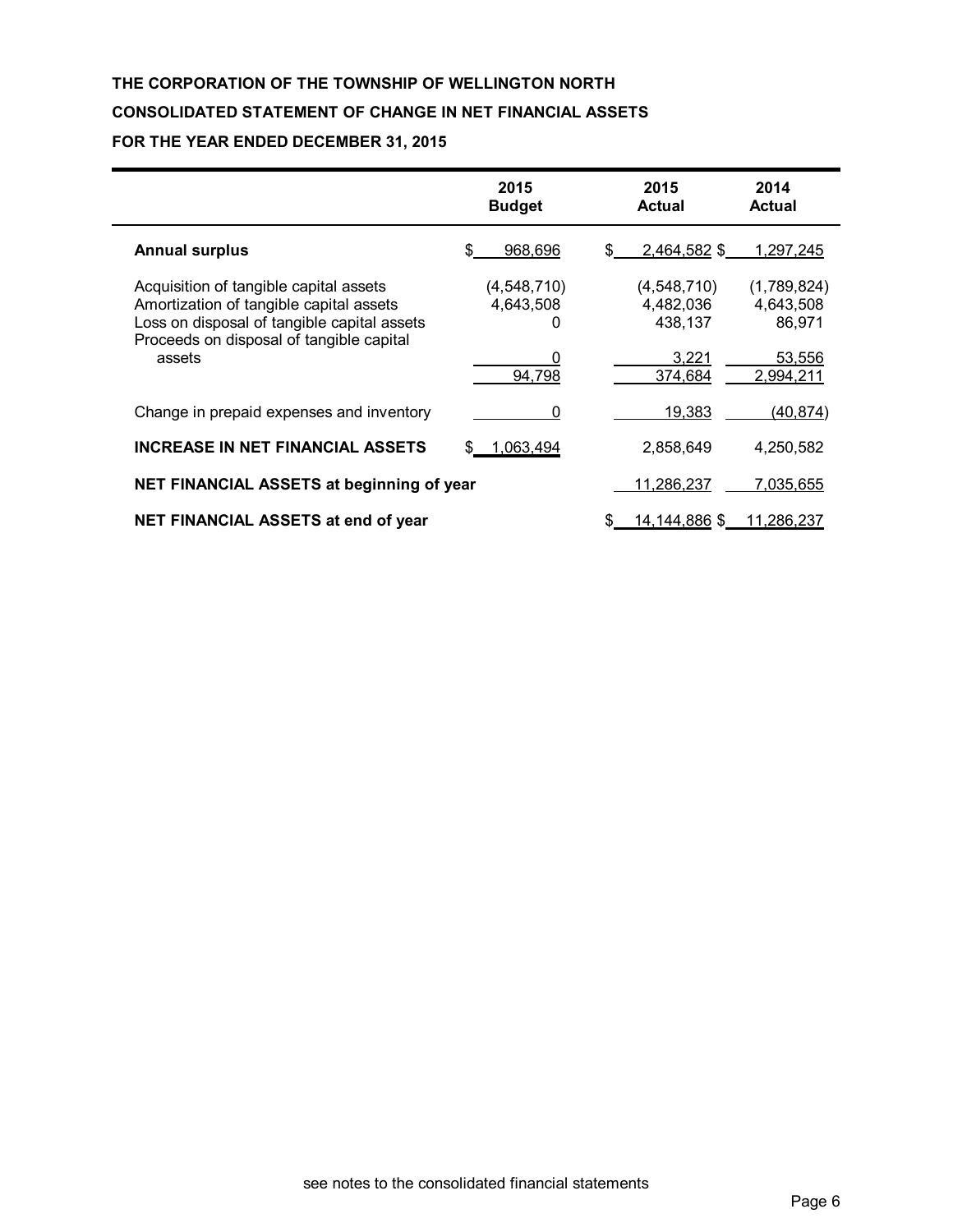**THE CORPORATION OF THE TOWNSHIP OF WELLINGTON NORTH**

**CONSOLIDATED STATEMENT OF CHANGE IN NET FINANCIAL ASSETS**

**FOR THE YEAR ENDED DECEMBER 31, 2015**

| | 2015 Budget | 2015 Actual | 2014 Actual |
|---|---|---|---|
| **Annual surplus** | $ 968,696 | $ 2,464,582 | $ 1,297,245 |
| Acquisition of tangible capital assets | (4,548,710) | (4,548,710) | (1,789,824) |
| Amortization of tangible capital assets | 4,643,508 | 4,482,036 | 4,643,508 |
| Loss on disposal of tangible capital assets | 0 | 438,137 | 86,971 |
| Proceeds on disposal of tangible capital assets | 0 | 3,221 | 53,556 |
| | 94,798 | 374,684 | 2,994,211 |
| Change in prepaid expenses and inventory | 0 | 19,383 | (40,874) |
| **INCREASE IN NET FINANCIAL ASSETS** | $ 1,063,494 | 2,858,649 | 4,250,582 |
| **NET FINANCIAL ASSETS at beginning of year** | | 11,286,237 | 7,035,655 |
| **NET FINANCIAL ASSETS at end of year** | | $ 14,144,886 | $ 11,286,237 |

see notes to the consolidated financial statements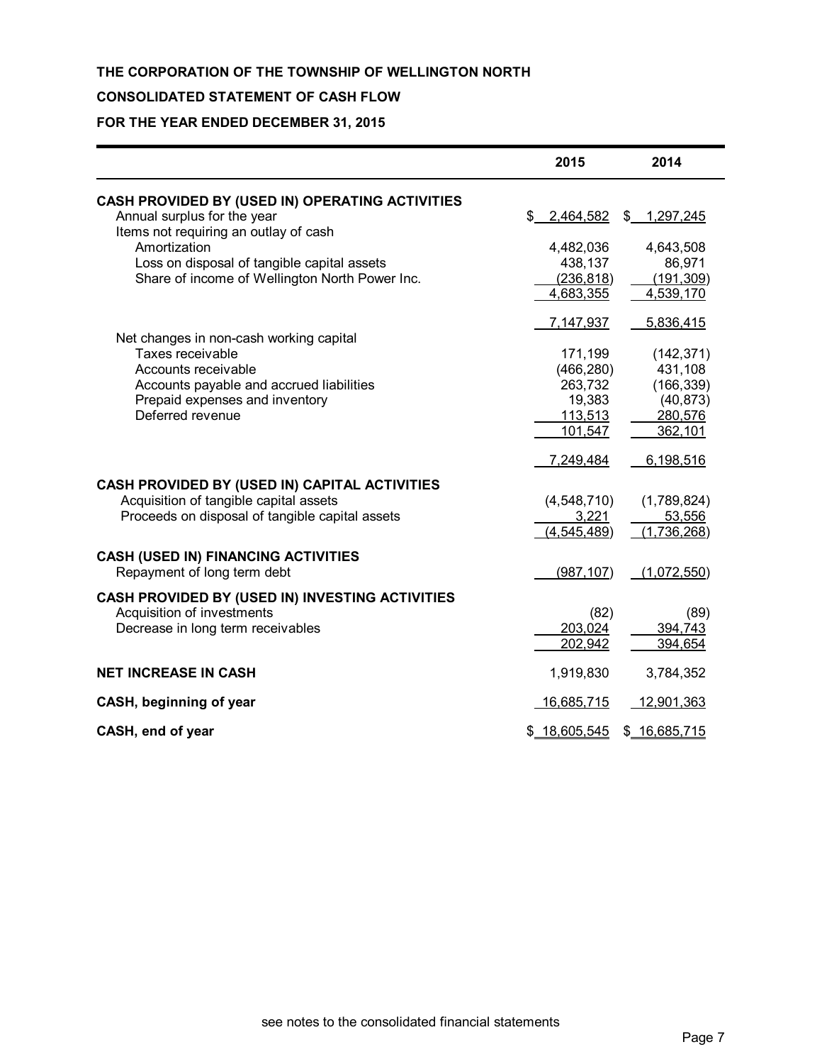**THE CORPORATION OF THE TOWNSHIP OF WELLINGTON NORTH**

**CONSOLIDATED STATEMENT OF CASH FLOW**

**FOR THE YEAR ENDED DECEMBER 31, 2015**

| | 2015 | 2014 |
|---|---|---|
| **CASH PROVIDED BY (USED IN) OPERATING ACTIVITIES** | | |
| Annual surplus for the year | $ 2,464,582 | $ 1,297,245 |
| Items not requiring an outlay of cash | | |
| Amortization | 4,482,036 | 4,643,508 |
| Loss on disposal of tangible capital assets | 438,137 | 86,971 |
| Share of income of Wellington North Power Inc. | (236,818) | (191,309) |
| | 4,683,355 | 4,539,170 |
| | 7,147,937 | 5,836,415 |
| Net changes in non-cash working capital | | |
| Taxes receivable | 171,199 | (142,371) |
| Accounts receivable | (466,280) | 431,108 |
| Accounts payable and accrued liabilities | 263,732 | (166,339) |
| Prepaid expenses and inventory | 19,383 | (40,873) |
| Deferred revenue | 113,513 | 280,576 |
| | 101,547 | 362,101 |
| | 7,249,484 | 6,198,516 |
| **CASH PROVIDED BY (USED IN) CAPITAL ACTIVITIES** | | |
| Acquisition of tangible capital assets | (4,548,710) | (1,789,824) |
| Proceeds on disposal of tangible capital assets | 3,221 | 53,556 |
| | (4,545,489) | (1,736,268) |
| **CASH (USED IN) FINANCING ACTIVITIES** | | |
| Repayment of long term debt | (987,107) | (1,072,550) |
| **CASH PROVIDED BY (USED IN) INVESTING ACTIVITIES** | | |
| Acquisition of investments | (82) | (89) |
| Decrease in long term receivables | 203,024 | 394,743 |
| | 202,942 | 394,654 |
| **NET INCREASE IN CASH** | 1,919,830 | 3,784,352 |
| **CASH, beginning of year** | 16,685,715 | 12,901,363 |
| **CASH, end of year** | $ 18,605,545 | $ 16,685,715 |

see notes to the consolidated financial statements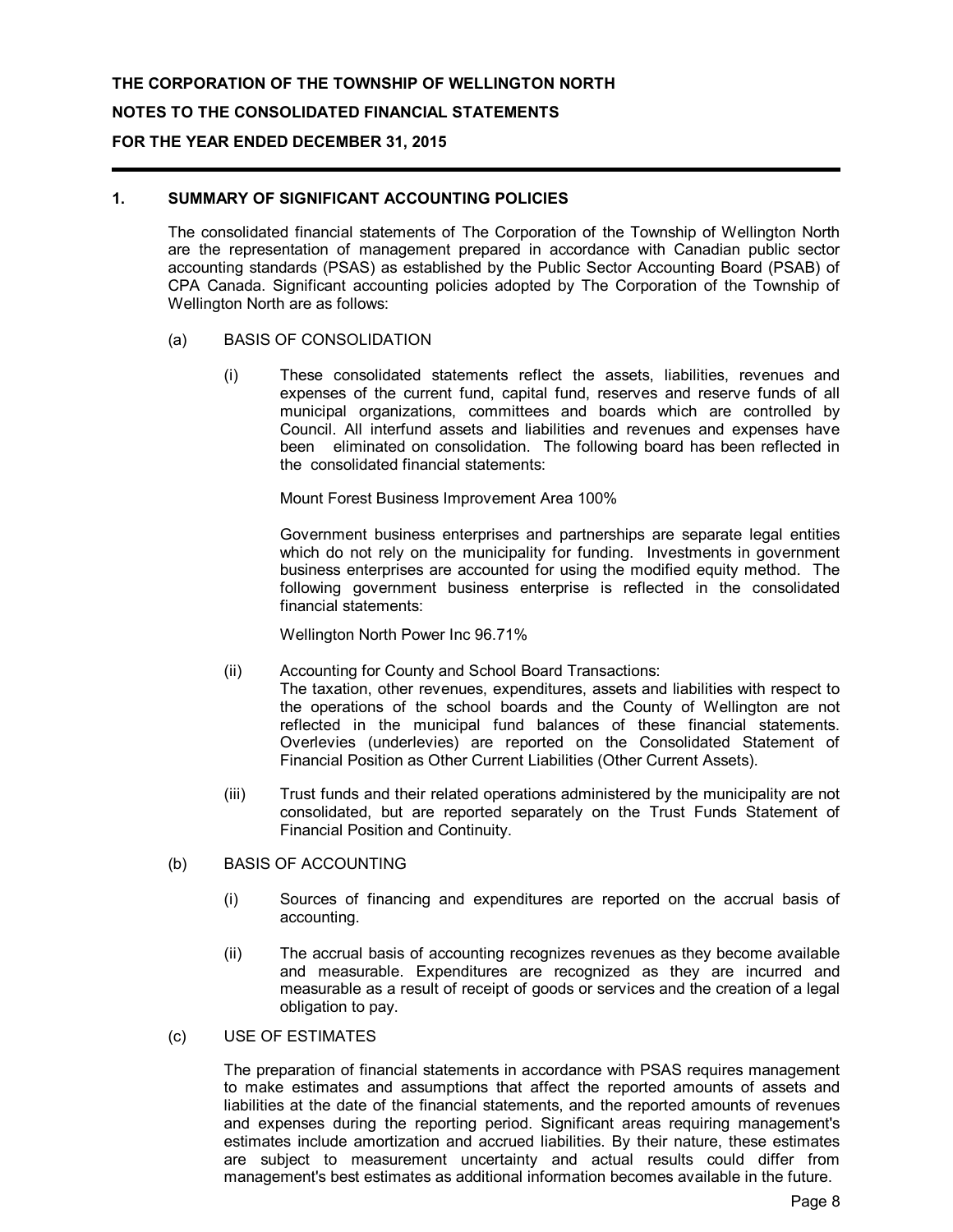**THE CORPORATION OF THE TOWNSHIP OF WELLINGTON NORTH**

**NOTES TO THE CONSOLIDATED FINANCIAL STATEMENTS**

**FOR THE YEAR ENDED DECEMBER 31, 2015**

## 1. SUMMARY OF SIGNIFICANT ACCOUNTING POLICIES

The consolidated financial statements of The Corporation of the Township of Wellington North are the representation of management prepared in accordance with Canadian public sector accounting standards (PSAS) as established by the Public Sector Accounting Board (PSAB) of CPA Canada. Significant accounting policies adopted by The Corporation of the Township of Wellington North are as follows:

### (a) BASIS OF CONSOLIDATION

(i) These consolidated statements reflect the assets, liabilities, revenues and expenses of the current fund, capital fund, reserves and reserve funds of all municipal organizations, committees and boards which are controlled by Council. All interfund assets and liabilities and revenues and expenses have been eliminated on consolidation. The following board has been reflected in the consolidated financial statements:

Mount Forest Business Improvement Area 100%

Government business enterprises and partnerships are separate legal entities which do not rely on the municipality for funding. Investments in government business enterprises are accounted for using the modified equity method. The following government business enterprise is reflected in the consolidated financial statements:

Wellington North Power Inc 96.71%

(ii) Accounting for County and School Board Transactions:
The taxation, other revenues, expenditures, assets and liabilities with respect to the operations of the school boards and the County of Wellington are not reflected in the municipal fund balances of these financial statements. Overlevies (underlevies) are reported on the Consolidated Statement of Financial Position as Other Current Liabilities (Other Current Assets).

(iii) Trust funds and their related operations administered by the municipality are not consolidated, but are reported separately on the Trust Funds Statement of Financial Position and Continuity.

### (b) BASIS OF ACCOUNTING

(i) Sources of financing and expenditures are reported on the accrual basis of accounting.

(ii) The accrual basis of accounting recognizes revenues as they become available and measurable. Expenditures are recognized as they are incurred and measurable as a result of receipt of goods or services and the creation of a legal obligation to pay.

### (c) USE OF ESTIMATES

The preparation of financial statements in accordance with PSAS requires management to make estimates and assumptions that affect the reported amounts of assets and liabilities at the date of the financial statements, and the reported amounts of revenues and expenses during the reporting period. Significant areas requiring management's estimates include amortization and accrued liabilities. By their nature, these estimates are subject to measurement uncertainty and actual results could differ from management's best estimates as additional information becomes available in the future.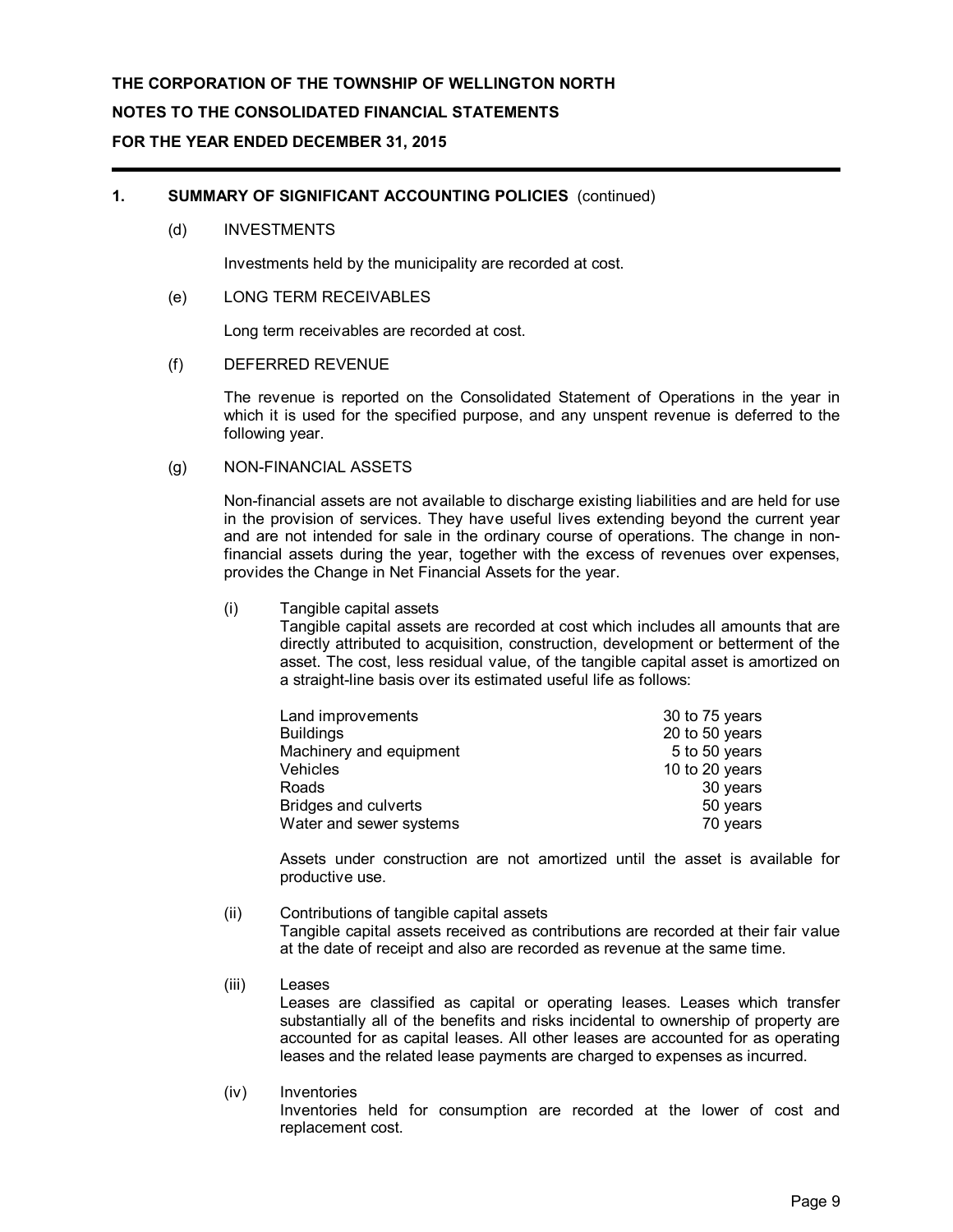## 1. SUMMARY OF SIGNIFICANT ACCOUNTING POLICIES (continued)

### (d) INVESTMENTS

Investments held by the municipality are recorded at cost.

### (e) LONG TERM RECEIVABLES

Long term receivables are recorded at cost.

### (f) DEFERRED REVENUE

The revenue is reported on the Consolidated Statement of Operations in the year in which it is used for the specified purpose, and any unspent revenue is deferred to the following year.

### (g) NON-FINANCIAL ASSETS

Non-financial assets are not available to discharge existing liabilities and are held for use in the provision of services. They have useful lives extending beyond the current year and are not intended for sale in the ordinary course of operations. The change in non-financial assets during the year, together with the excess of revenues over expenses, provides the Change in Net Financial Assets for the year.

(i) Tangible capital assets

Tangible capital assets are recorded at cost which includes all amounts that are directly attributed to acquisition, construction, development or betterment of the asset. The cost, less residual value, of the tangible capital asset is amortized on a straight-line basis over its estimated useful life as follows:

| | |
|---|---|
| Land improvements | 30 to 75 years |
| Buildings | 20 to 50 years |
| Machinery and equipment | 5 to 50 years |
| Vehicles | 10 to 20 years |
| Roads | 30 years |
| Bridges and culverts | 50 years |
| Water and sewer systems | 70 years |

Assets under construction are not amortized until the asset is available for productive use.

(ii) Contributions of tangible capital assets

Tangible capital assets received as contributions are recorded at their fair value at the date of receipt and also are recorded as revenue at the same time.

(iii) Leases

Leases are classified as capital or operating leases. Leases which transfer substantially all of the benefits and risks incidental to ownership of property are accounted for as capital leases. All other leases are accounted for as operating leases and the related lease payments are charged to expenses as incurred.

(iv) Inventories

Inventories held for consumption are recorded at the lower of cost and replacement cost.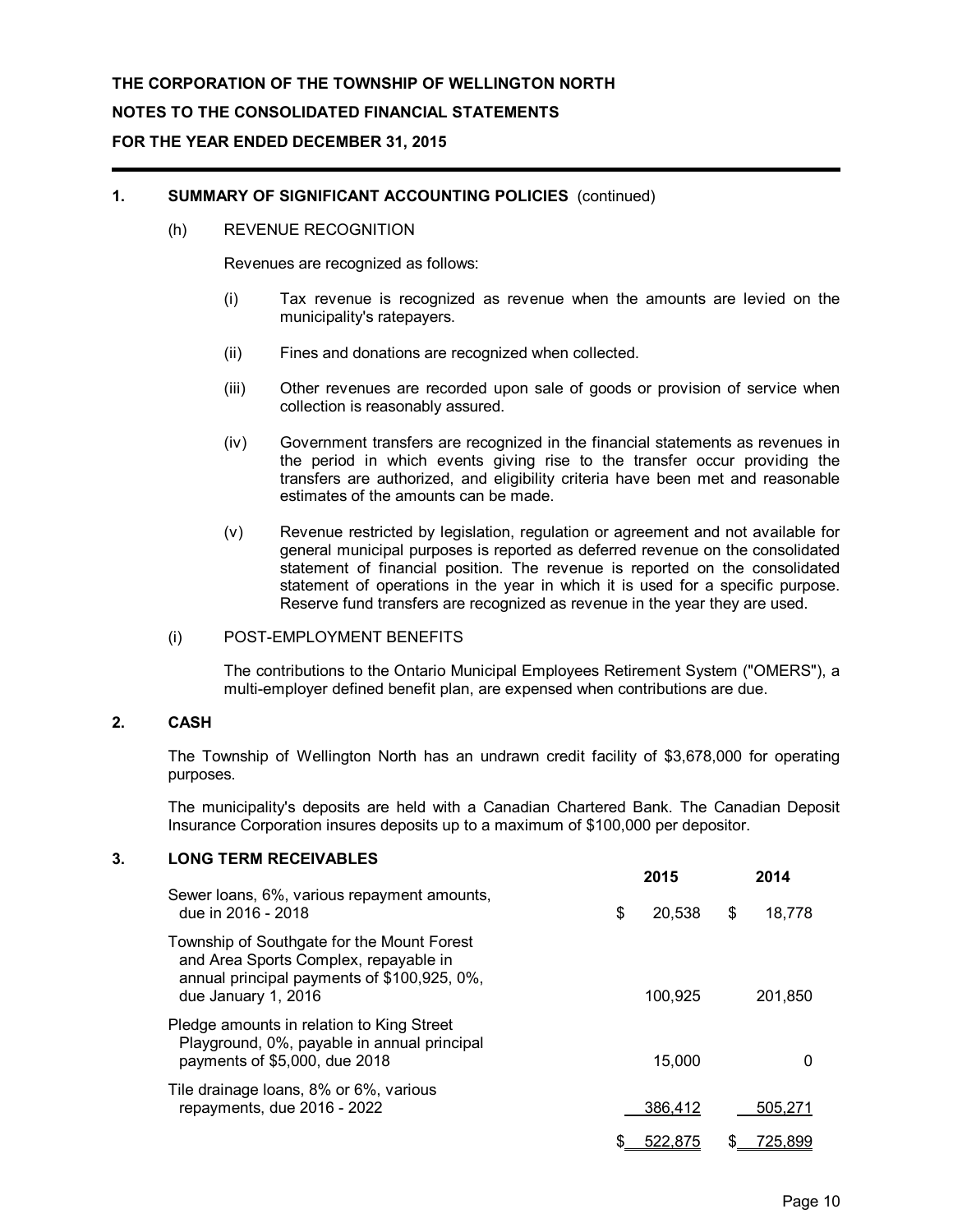**THE CORPORATION OF THE TOWNSHIP OF WELLINGTON NORTH**

**NOTES TO THE CONSOLIDATED FINANCIAL STATEMENTS**

**FOR THE YEAR ENDED DECEMBER 31, 2015**

## 1. SUMMARY OF SIGNIFICANT ACCOUNTING POLICIES (continued)

### (h) REVENUE RECOGNITION

Revenues are recognized as follows:

(i) Tax revenue is recognized as revenue when the amounts are levied on the municipality's ratepayers.

(ii) Fines and donations are recognized when collected.

(iii) Other revenues are recorded upon sale of goods or provision of service when collection is reasonably assured.

(iv) Government transfers are recognized in the financial statements as revenues in the period in which events giving rise to the transfer occur providing the transfers are authorized, and eligibility criteria have been met and reasonable estimates of the amounts can be made.

(v) Revenue restricted by legislation, regulation or agreement and not available for general municipal purposes is reported as deferred revenue on the consolidated statement of financial position. The revenue is reported on the consolidated statement of operations in the year in which it is used for a specific purpose. Reserve fund transfers are recognized as revenue in the year they are used.

### (i) POST-EMPLOYMENT BENEFITS

The contributions to the Ontario Municipal Employees Retirement System ("OMERS"), a multi-employer defined benefit plan, are expensed when contributions are due.

## 2. CASH

The Township of Wellington North has an undrawn credit facility of $3,678,000 for operating purposes.

The municipality's deposits are held with a Canadian Chartered Bank. The Canadian Deposit Insurance Corporation insures deposits up to a maximum of $100,000 per depositor.

## 3. LONG TERM RECEIVABLES

| | 2015 | 2014 |
|---|---|---|
| Sewer loans, 6%, various repayment amounts, due in 2016 - 2018 | $ 20,538 | $ 18,778 |
| Township of Southgate for the Mount Forest and Area Sports Complex, repayable in annual principal payments of $100,925, 0%, due January 1, 2016 | 100,925 | 201,850 |
| Pledge amounts in relation to King Street Playground, 0%, payable in annual principal payments of $5,000, due 2018 | 15,000 | 0 |
| Tile drainage loans, 8% or 6%, various repayments, due 2016 - 2022 | 386,412 | 505,271 |
| | $ 522,875 | $ 725,899 |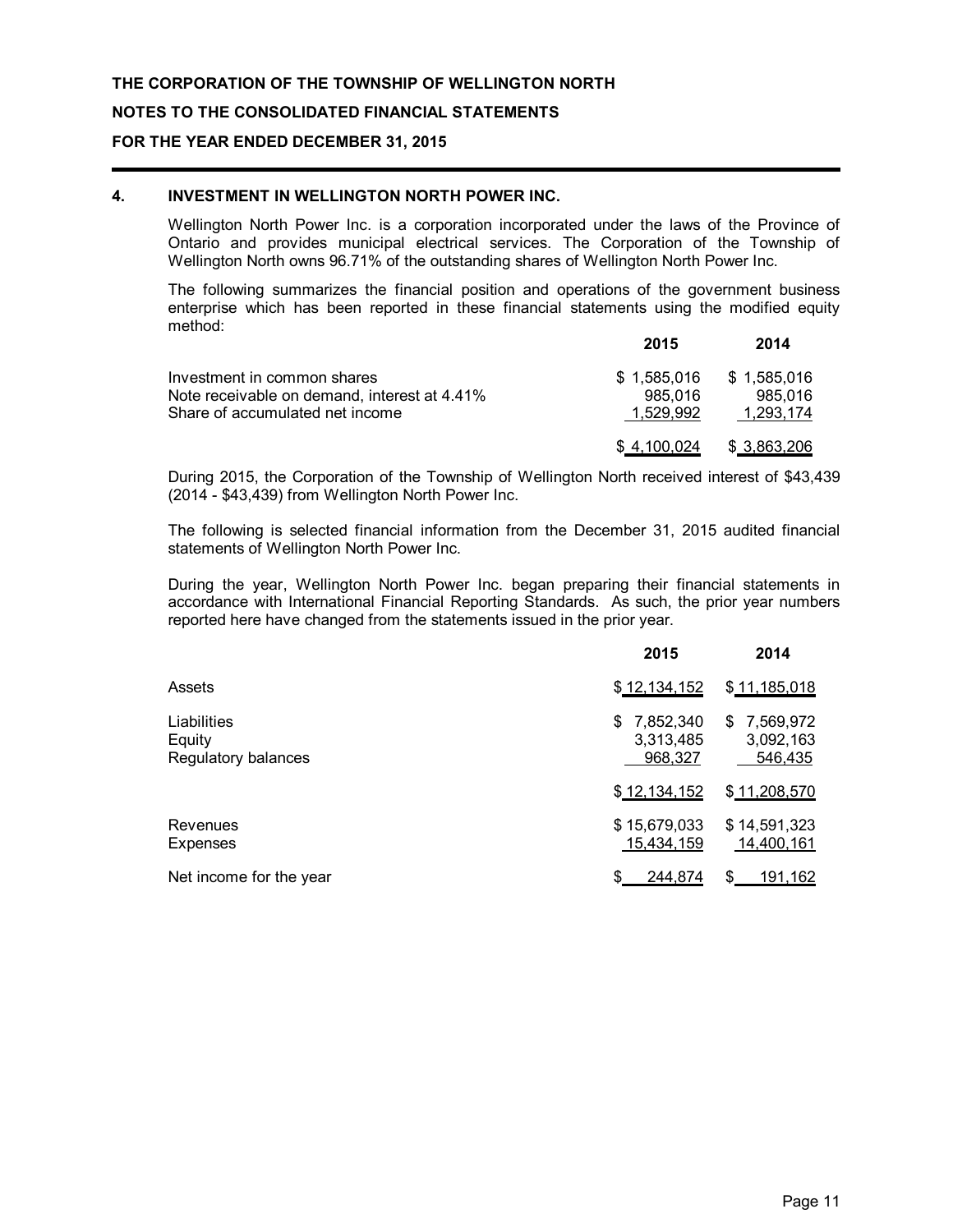**THE CORPORATION OF THE TOWNSHIP OF WELLINGTON NORTH**

**NOTES TO THE CONSOLIDATED FINANCIAL STATEMENTS**

**FOR THE YEAR ENDED DECEMBER 31, 2015**

## 4. INVESTMENT IN WELLINGTON NORTH POWER INC.

Wellington North Power Inc. is a corporation incorporated under the laws of the Province of Ontario and provides municipal electrical services. The Corporation of the Township of Wellington North owns 96.71% of the outstanding shares of Wellington North Power Inc.

The following summarizes the financial position and operations of the government business enterprise which has been reported in these financial statements using the modified equity method:

| | 2015 | 2014 |
|---|---|---|
| Investment in common shares | $ 1,585,016 | $ 1,585,016 |
| Note receivable on demand, interest at 4.41% | 985,016 | 985,016 |
| Share of accumulated net income | 1,529,992 | 1,293,174 |
| | $ 4,100,024 | $ 3,863,206 |

During 2015, the Corporation of the Township of Wellington North received interest of $43,439 (2014 - $43,439) from Wellington North Power Inc.

The following is selected financial information from the December 31, 2015 audited financial statements of Wellington North Power Inc.

During the year, Wellington North Power Inc. began preparing their financial statements in accordance with International Financial Reporting Standards. As such, the prior year numbers reported here have changed from the statements issued in the prior year.

| | 2015 | 2014 |
|---|---|---|
| Assets | $ 12,134,152 | $ 11,185,018 |
| Liabilities | $ 7,852,340 | $ 7,569,972 |
| Equity | 3,313,485 | 3,092,163 |
| Regulatory balances | 968,327 | 546,435 |
| | $ 12,134,152 | $ 11,208,570 |
| Revenues | $ 15,679,033 | $ 14,591,323 |
| Expenses | 15,434,159 | 14,400,161 |
| Net income for the year | $ 244,874 | $ 191,162 |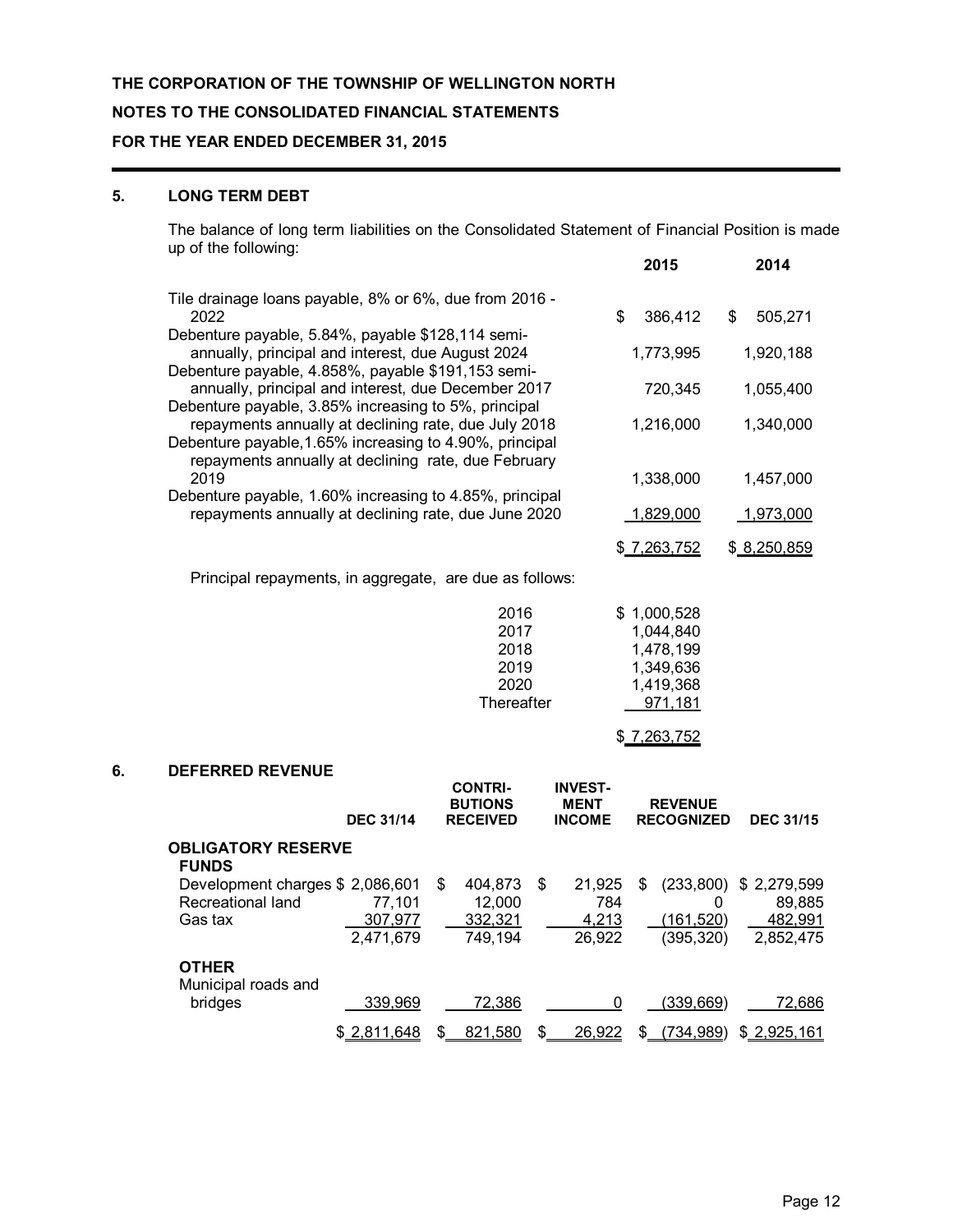**THE CORPORATION OF THE TOWNSHIP OF WELLINGTON NORTH**

**NOTES TO THE CONSOLIDATED FINANCIAL STATEMENTS**

**FOR THE YEAR ENDED DECEMBER 31, 2015**

## 5. LONG TERM DEBT

The balance of long term liabilities on the Consolidated Statement of Financial Position is made up of the following:

| | 2015 | 2014 |
|---|---|---|
| Tile drainage loans payable, 8% or 6%, due from 2016 - 2022 | $ 386,412 | $ 505,271 |
| Debenture payable, 5.84%, payable $128,114 semi-annually, principal and interest, due August 2024 | 1,773,995 | 1,920,188 |
| Debenture payable, 4.858%, payable $191,153 semi-annually, principal and interest, due December 2017 | 720,345 | 1,055,400 |
| Debenture payable, 3.85% increasing to 5%, principal repayments annually at declining rate, due July 2018 | 1,216,000 | 1,340,000 |
| Debenture payable,1.65% increasing to 4.90%, principal repayments annually at declining rate, due February 2019 | 1,338,000 | 1,457,000 |
| Debenture payable, 1.60% increasing to 4.85%, principal repayments annually at declining rate, due June 2020 | 1,829,000 | 1,973,000 |
| | $ 7,263,752 | $ 8,250,859 |

Principal repayments, in aggregate, are due as follows:

| | |
|---|---|
| 2016 | $ 1,000,528 |
| 2017 | 1,044,840 |
| 2018 | 1,478,199 |
| 2019 | 1,349,636 |
| 2020 | 1,419,368 |
| Thereafter | 971,181 |
| | $ 7,263,752 |

## 6. DEFERRED REVENUE

| | DEC 31/14 | CONTRI-BUTIONS RECEIVED | INVEST-MENT INCOME | REVENUE RECOGNIZED | DEC 31/15 |
|---|---|---|---|---|---|
| **OBLIGATORY RESERVE FUNDS** | | | | | |
| Development charges | $ 2,086,601 | $ 404,873 | $ 21,925 | $ (233,800) | $ 2,279,599 |
| Recreational land | 77,101 | 12,000 | 784 | 0 | 89,885 |
| Gas tax | 307,977 | 332,321 | 4,213 | (161,520) | 482,991 |
| | 2,471,679 | 749,194 | 26,922 | (395,320) | 2,852,475 |
| **OTHER** | | | | | |
| Municipal roads and bridges | 339,969 | 72,386 | 0 | (339,669) | 72,686 |
| | $ 2,811,648 | $ 821,580 | $ 26,922 | $ (734,989) | $ 2,925,161 |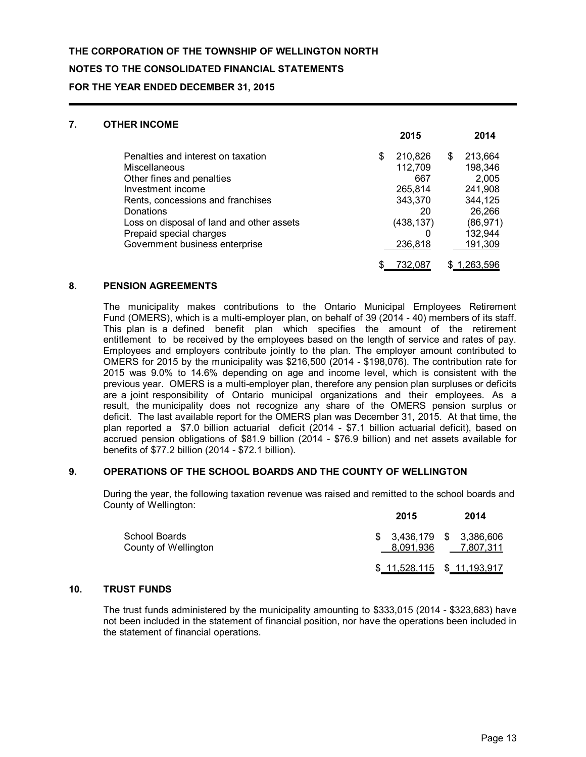**THE CORPORATION OF THE TOWNSHIP OF WELLINGTON NORTH**

**NOTES TO THE CONSOLIDATED FINANCIAL STATEMENTS**

**FOR THE YEAR ENDED DECEMBER 31, 2015**

## 7. OTHER INCOME

| | 2015 | 2014 |
|---|---|---|
| Penalties and interest on taxation | $ 210,826 | $ 213,664 |
| Miscellaneous | 112,709 | 198,346 |
| Other fines and penalties | 667 | 2,005 |
| Investment income | 265,814 | 241,908 |
| Rents, concessions and franchises | 343,370 | 344,125 |
| Donations | 20 | 26,266 |
| Loss on disposal of land and other assets | (438,137) | (86,971) |
| Prepaid special charges | 0 | 132,944 |
| Government business enterprise | 236,818 | 191,309 |
| | $ 732,087 | $ 1,263,596 |

## 8. PENSION AGREEMENTS

The municipality makes contributions to the Ontario Municipal Employees Retirement Fund (OMERS), which is a multi-employer plan, on behalf of 39 (2014 - 40) members of its staff. This plan is a defined benefit plan which specifies the amount of the retirement entitlement to be received by the employees based on the length of service and rates of pay. Employees and employers contribute jointly to the plan. The employer amount contributed to OMERS for 2015 by the municipality was $216,500 (2014 - $198,076). The contribution rate for 2015 was 9.0% to 14.6% depending on age and income level, which is consistent with the previous year. OMERS is a multi-employer plan, therefore any pension plan surpluses or deficits are a joint responsibility of Ontario municipal organizations and their employees. As a result, the municipality does not recognize any share of the OMERS pension surplus or deficit. The last available report for the OMERS plan was December 31, 2015. At that time, the plan reported a $7.0 billion actuarial deficit (2014 - $7.1 billion actuarial deficit), based on accrued pension obligations of $81.9 billion (2014 - $76.9 billion) and net assets available for benefits of $77.2 billion (2014 - $72.1 billion).

## 9. OPERATIONS OF THE SCHOOL BOARDS AND THE COUNTY OF WELLINGTON

During the year, the following taxation revenue was raised and remitted to the school boards and County of Wellington:

| | 2015 | 2014 |
|---|---|---|
| School Boards | $ 3,436,179 | $ 3,386,606 |
| County of Wellington | 8,091,936 | 7,807,311 |
| | $ 11,528,115 | $ 11,193,917 |

## 10. TRUST FUNDS

The trust funds administered by the municipality amounting to $333,015 (2014 - $323,683) have not been included in the statement of financial position, nor have the operations been included in the statement of financial operations.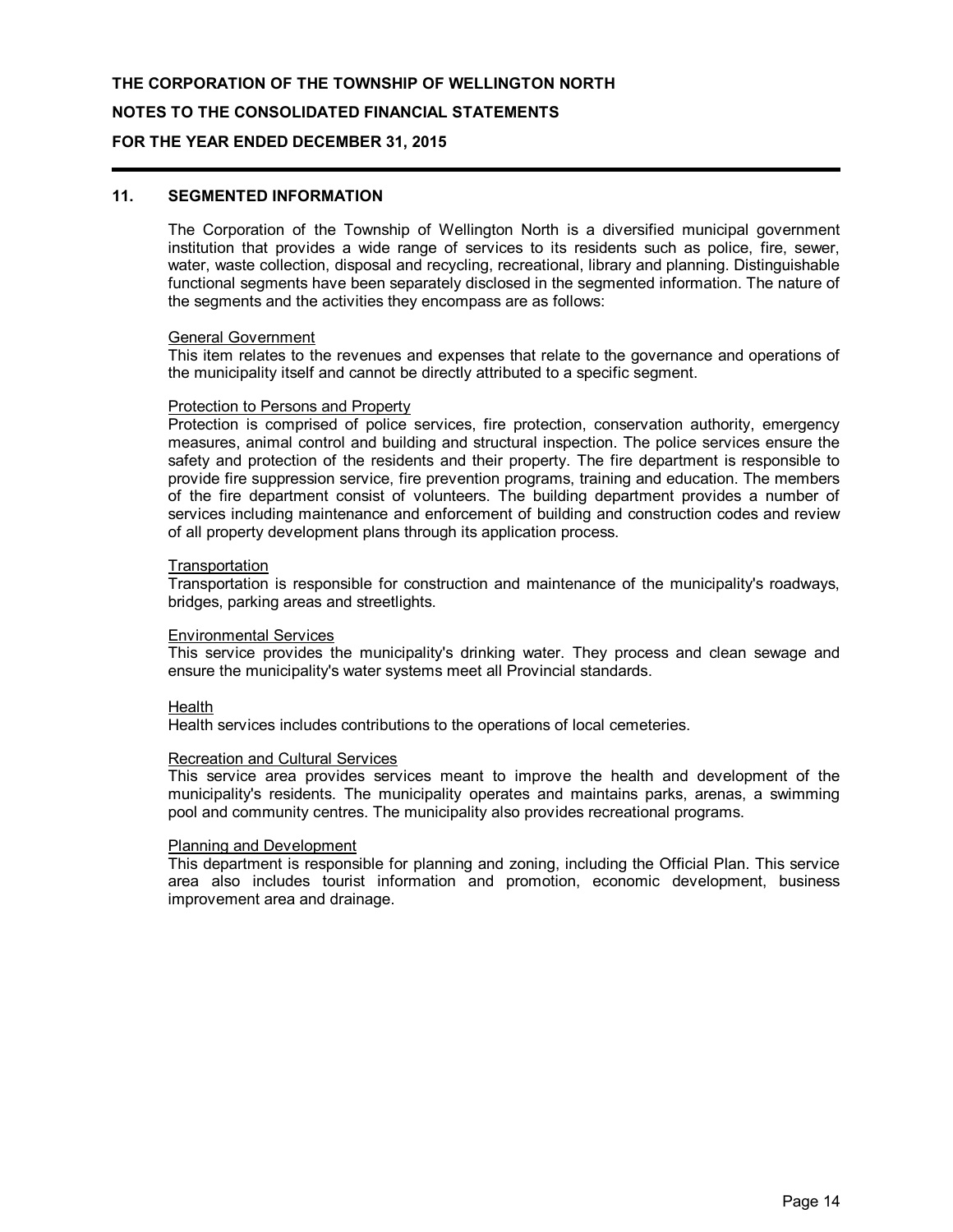**THE CORPORATION OF THE TOWNSHIP OF WELLINGTON NORTH**

**NOTES TO THE CONSOLIDATED FINANCIAL STATEMENTS**

**FOR THE YEAR ENDED DECEMBER 31, 2015**

## 11. SEGMENTED INFORMATION

The Corporation of the Township of Wellington North is a diversified municipal government institution that provides a wide range of services to its residents such as police, fire, sewer, water, waste collection, disposal and recycling, recreational, library and planning. Distinguishable functional segments have been separately disclosed in the segmented information. The nature of the segments and the activities they encompass are as follows:

General Government
This item relates to the revenues and expenses that relate to the governance and operations of the municipality itself and cannot be directly attributed to a specific segment.

Protection to Persons and Property
Protection is comprised of police services, fire protection, conservation authority, emergency measures, animal control and building and structural inspection. The police services ensure the safety and protection of the residents and their property. The fire department is responsible to provide fire suppression service, fire prevention programs, training and education. The members of the fire department consist of volunteers. The building department provides a number of services including maintenance and enforcement of building and construction codes and review of all property development plans through its application process.

Transportation
Transportation is responsible for construction and maintenance of the municipality's roadways, bridges, parking areas and streetlights.

Environmental Services
This service provides the municipality's drinking water. They process and clean sewage and ensure the municipality's water systems meet all Provincial standards.

Health
Health services includes contributions to the operations of local cemeteries.

Recreation and Cultural Services
This service area provides services meant to improve the health and development of the municipality's residents. The municipality operates and maintains parks, arenas, a swimming pool and community centres. The municipality also provides recreational programs.

Planning and Development
This department is responsible for planning and zoning, including the Official Plan. This service area also includes tourist information and promotion, economic development, business improvement area and drainage.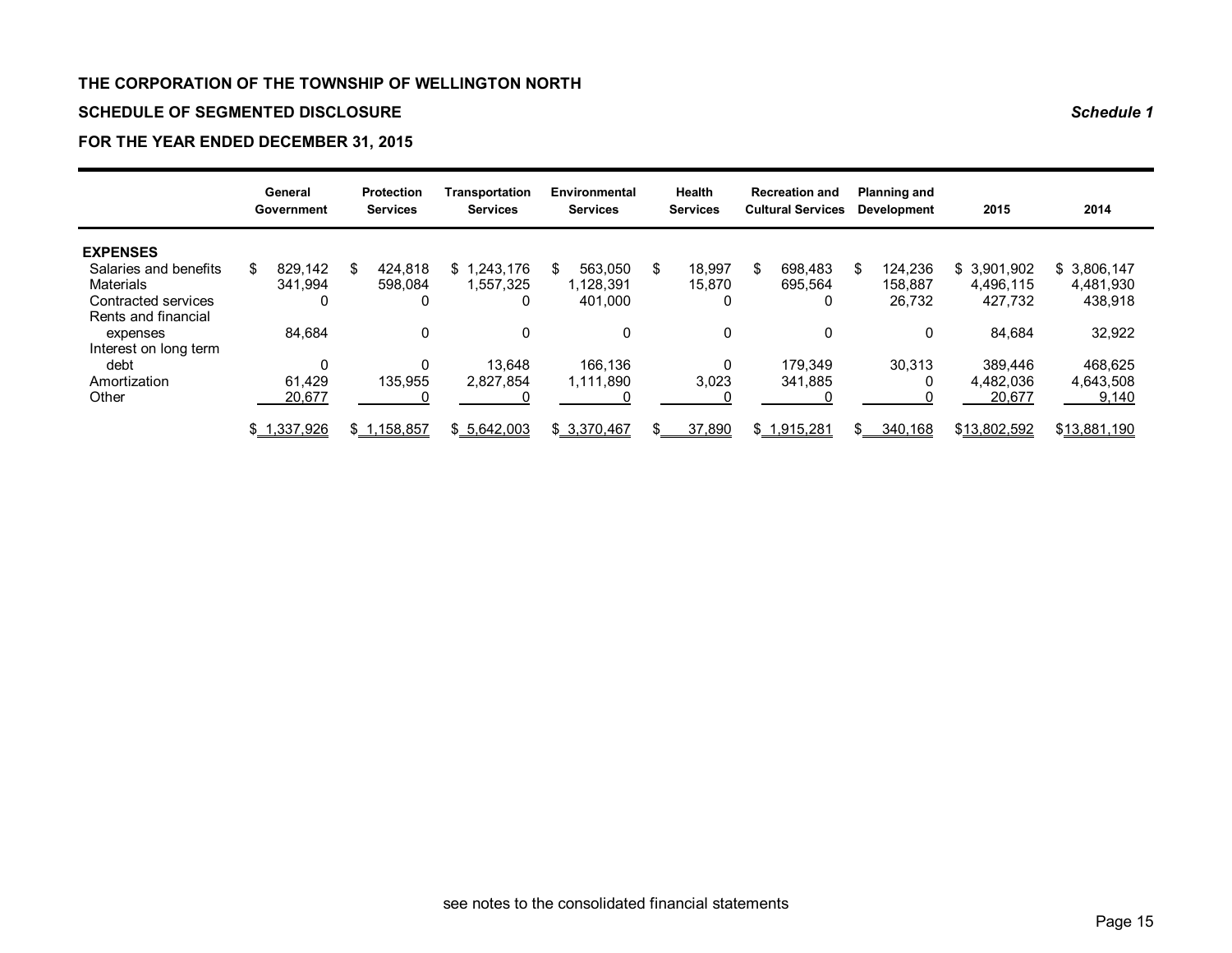**THE CORPORATION OF THE TOWNSHIP OF WELLINGTON NORTH**

**SCHEDULE OF SEGMENTED DISCLOSURE** ***Schedule 1***

**FOR THE YEAR ENDED DECEMBER 31, 2015**

| | General Government | Protection Services | Transportation Services | Environmental Services | Health Services | Recreation and Cultural Services | Planning and Development | 2015 | 2014 |
|---|---|---|---|---|---|---|---|---|---|
| **EXPENSES** | | | | | | | | | |
| Salaries and benefits | $ 829,142 | $ 424,818 | $ 1,243,176 | $ 563,050 | $ 18,997 | $ 698,483 | $ 124,236 | $ 3,901,902 | $ 3,806,147 |
| Materials | 341,994 | 598,084 | 1,557,325 | 1,128,391 | 15,870 | 695,564 | 158,887 | 4,496,115 | 4,481,930 |
| Contracted services | 0 | 0 | 0 | 401,000 | 0 | 0 | 26,732 | 427,732 | 438,918 |
| Rents and financial expenses | 84,684 | 0 | 0 | 0 | 0 | 0 | 0 | 84,684 | 32,922 |
| Interest on long term debt | 0 | 0 | 13,648 | 166,136 | 0 | 179,349 | 30,313 | 389,446 | 468,625 |
| Amortization | 61,429 | 135,955 | 2,827,854 | 1,111,890 | 3,023 | 341,885 | 0 | 4,482,036 | 4,643,508 |
| Other | 20,677 | 0 | 0 | 0 | 0 | 0 | 0 | 20,677 | 9,140 |
| | $ 1,337,926 | $ 1,158,857 | $ 5,642,003 | $ 3,370,467 | $ 37,890 | $ 1,915,281 | $ 340,168 | $13,802,592 | $13,881,190 |

see notes to the consolidated financial statements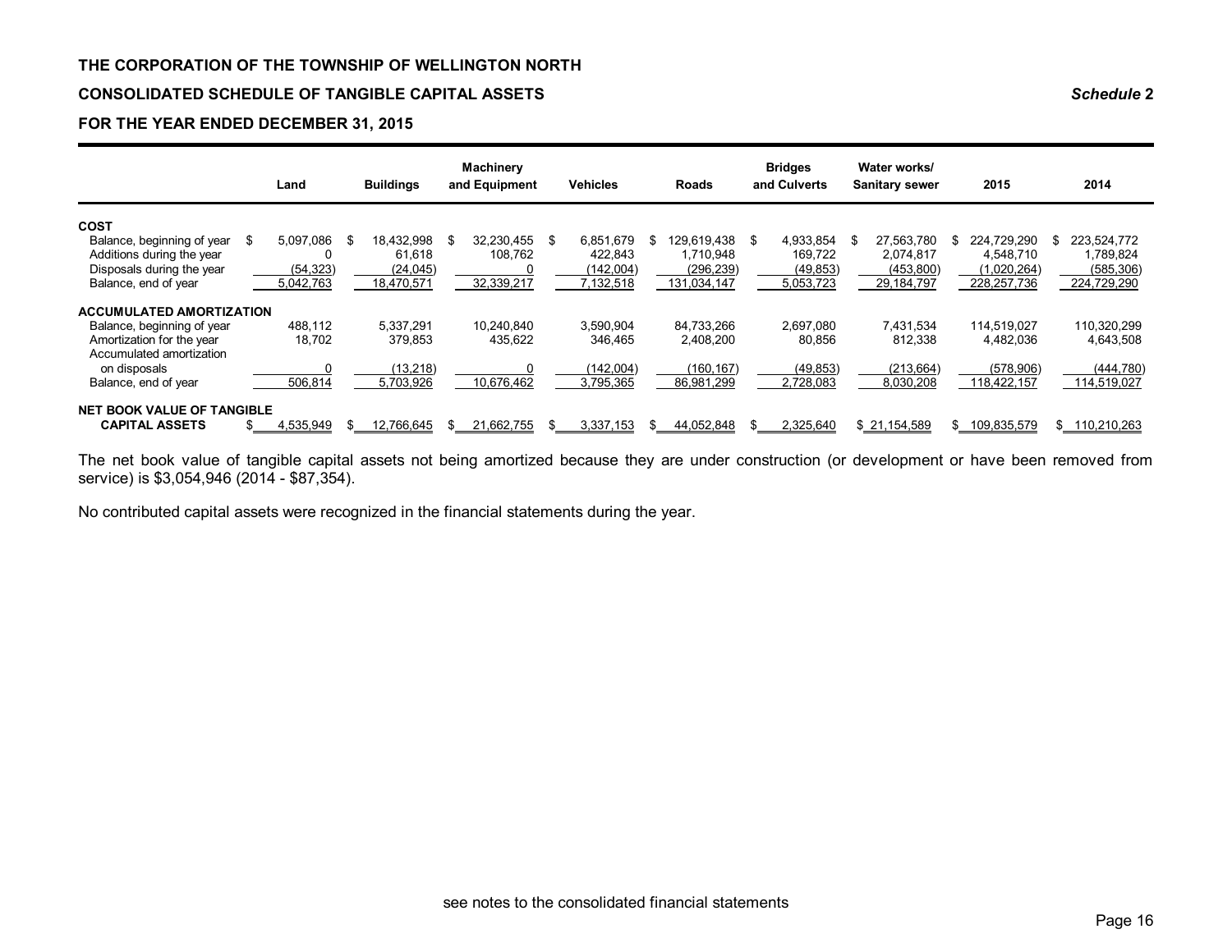**THE CORPORATION OF THE TOWNSHIP OF WELLINGTON NORTH**

**CONSOLIDATED SCHEDULE OF TANGIBLE CAPITAL ASSETS** ***Schedule 2***

**FOR THE YEAR ENDED DECEMBER 31, 2015**

| | Land | Buildings | Machinery and Equipment | Vehicles | Roads | Bridges and Culverts | Water works/ Sanitary sewer | 2015 | 2014 |
|---|---|---|---|---|---|---|---|---|---|
| **COST** | | | | | | | | | |
| Balance, beginning of year | $ 5,097,086 | $ 18,432,998 | $ 32,230,455 | $ 6,851,679 | $ 129,619,438 | $ 4,933,854 | $ 27,563,780 | $ 224,729,290 | $ 223,524,772 |
| Additions during the year | 0 | 61,618 | 108,762 | 422,843 | 1,710,948 | 169,722 | 2,074,817 | 4,548,710 | 1,789,824 |
| Disposals during the year | (54,323) | (24,045) | 0 | (142,004) | (296,239) | (49,853) | (453,800) | (1,020,264) | (585,306) |
| Balance, end of year | 5,042,763 | 18,470,571 | 32,339,217 | 7,132,518 | 131,034,147 | 5,053,723 | 29,184,797 | 228,257,736 | 224,729,290 |
| **ACCUMULATED AMORTIZATION** | | | | | | | | | |
| Balance, beginning of year | 488,112 | 5,337,291 | 10,240,840 | 3,590,904 | 84,733,266 | 2,697,080 | 7,431,534 | 114,519,027 | 110,320,299 |
| Amortization for the year | 18,702 | 379,853 | 435,622 | 346,465 | 2,408,200 | 80,856 | 812,338 | 4,482,036 | 4,643,508 |
| Accumulated amortization on disposals | 0 | (13,218) | 0 | (142,004) | (160,167) | (49,853) | (213,664) | (578,906) | (444,780) |
| Balance, end of year | 506,814 | 5,703,926 | 10,676,462 | 3,795,365 | 86,981,299 | 2,728,083 | 8,030,208 | 118,422,157 | 114,519,027 |
| **NET BOOK VALUE OF TANGIBLE CAPITAL ASSETS** | $ 4,535,949 | $ 12,766,645 | $ 21,662,755 | $ 3,337,153 | $ 44,052,848 | $ 2,325,640 | $ 21,154,589 | $ 109,835,579 | $ 110,210,263 |

The net book value of tangible capital assets not being amortized because they are under construction (or development or have been removed from service) is $3,054,946 (2014 - $87,354).

No contributed capital assets were recognized in the financial statements during the year.

see notes to the consolidated financial statements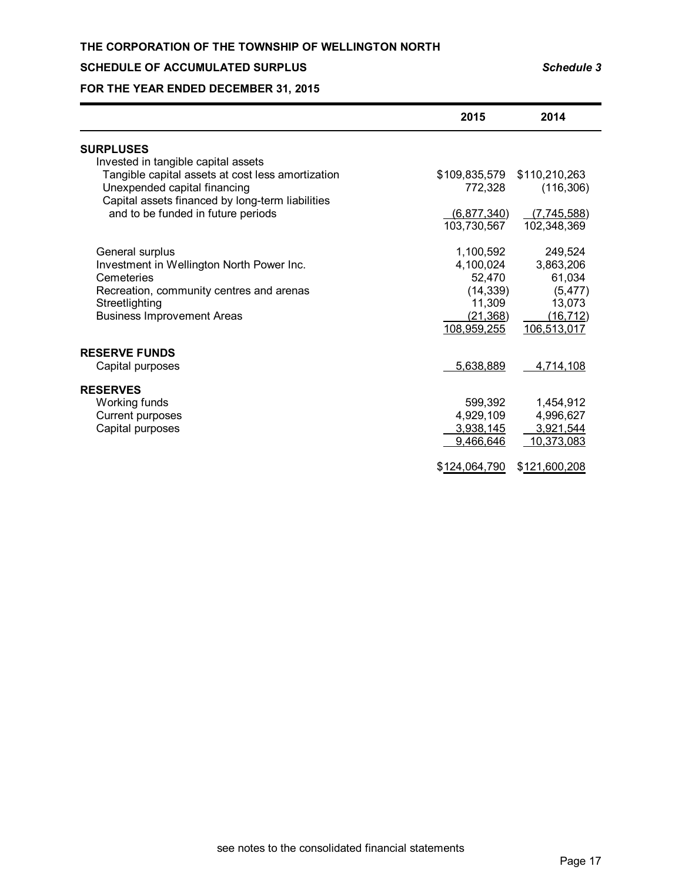# THE CORPORATION OF THE TOWNSHIP OF WELLINGTON NORTH

## SCHEDULE OF ACCUMULATED SURPLUS

*Schedule 3*

## FOR THE YEAR ENDED DECEMBER 31, 2015

| | 2015 | 2014 |
|---|---|---|
| **SURPLUSES** | | |
| Invested in tangible capital assets | | |
| Tangible capital assets at cost less amortization | $109,835,579 | $110,210,263 |
| Unexpended capital financing | 772,328 | (116,306) |
| Capital assets financed by long-term liabilities and to be funded in future periods | (6,877,340) | (7,745,588) |
| | 103,730,567 | 102,348,369 |
| General surplus | 1,100,592 | 249,524 |
| Investment in Wellington North Power Inc. | 4,100,024 | 3,863,206 |
| Cemeteries | 52,470 | 61,034 |
| Recreation, community centres and arenas | (14,339) | (5,477) |
| Streetlighting | 11,309 | 13,073 |
| Business Improvement Areas | (21,368) | (16,712) |
| | 108,959,255 | 106,513,017 |
| **RESERVE FUNDS** | | |
| Capital purposes | 5,638,889 | 4,714,108 |
| **RESERVES** | | |
| Working funds | 599,392 | 1,454,912 |
| Current purposes | 4,929,109 | 4,996,627 |
| Capital purposes | 3,938,145 | 3,921,544 |
| | 9,466,646 | 10,373,083 |
| | $124,064,790 | $121,600,208 |

see notes to the consolidated financial statements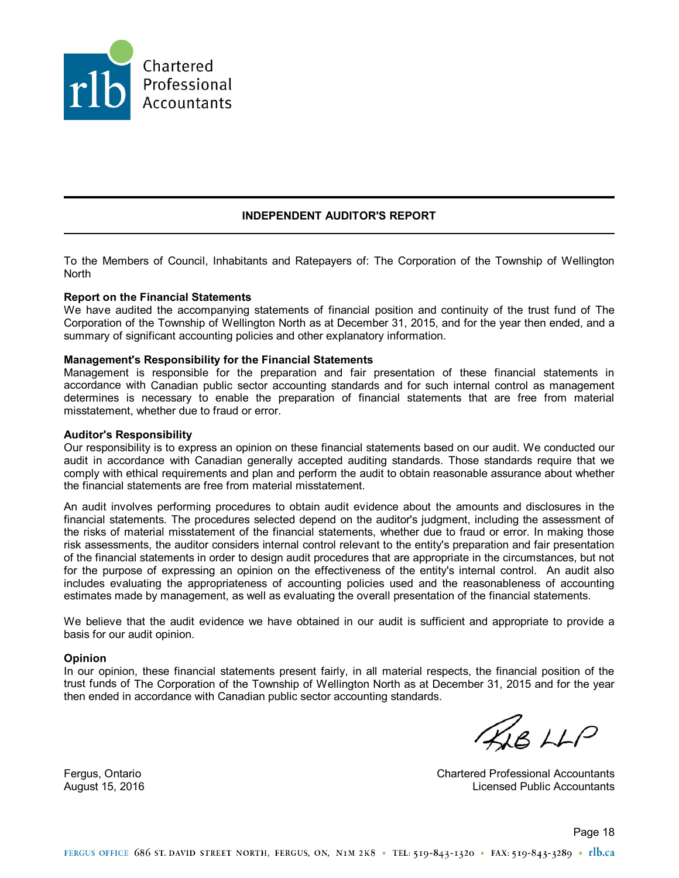Chartered Professional Accountants

# INDEPENDENT AUDITOR'S REPORT

To the Members of Council, Inhabitants and Ratepayers of: The Corporation of the Township of Wellington North

**Report on the Financial Statements**
We have audited the accompanying statements of financial position and continuity of the trust fund of The Corporation of the Township of Wellington North as at December 31, 2015, and for the year then ended, and a summary of significant accounting policies and other explanatory information.

**Management's Responsibility for the Financial Statements**
Management is responsible for the preparation and fair presentation of these financial statements in accordance with Canadian public sector accounting standards and for such internal control as management determines is necessary to enable the preparation of financial statements that are free from material misstatement, whether due to fraud or error.

**Auditor's Responsibility**
Our responsibility is to express an opinion on these financial statements based on our audit. We conducted our audit in accordance with Canadian generally accepted auditing standards. Those standards require that we comply with ethical requirements and plan and perform the audit to obtain reasonable assurance about whether the financial statements are free from material misstatement.

An audit involves performing procedures to obtain audit evidence about the amounts and disclosures in the financial statements. The procedures selected depend on the auditor's judgment, including the assessment of the risks of material misstatement of the financial statements, whether due to fraud or error. In making those risk assessments, the auditor considers internal control relevant to the entity's preparation and fair presentation of the financial statements in order to design audit procedures that are appropriate in the circumstances, but not for the purpose of expressing an opinion on the effectiveness of the entity's internal control. An audit also includes evaluating the appropriateness of accounting policies used and the reasonableness of accounting estimates made by management, as well as evaluating the overall presentation of the financial statements.

We believe that the audit evidence we have obtained in our audit is sufficient and appropriate to provide a basis for our audit opinion.

**Opinion**
In our opinion, these financial statements present fairly, in all material respects, the financial position of the trust funds of The Corporation of the Township of Wellington North as at December 31, 2015 and for the year then ended in accordance with Canadian public sector accounting standards.

RLB LLP

Fergus, Ontario
August 15, 2016

Chartered Professional Accountants
Licensed Public Accountants

FERGUS OFFICE 686 ST. DAVID STREET NORTH, FERGUS, ON, N1M 2K8 • TEL: 519-843-1320 • FAX: 519-843-3289 • rlb.ca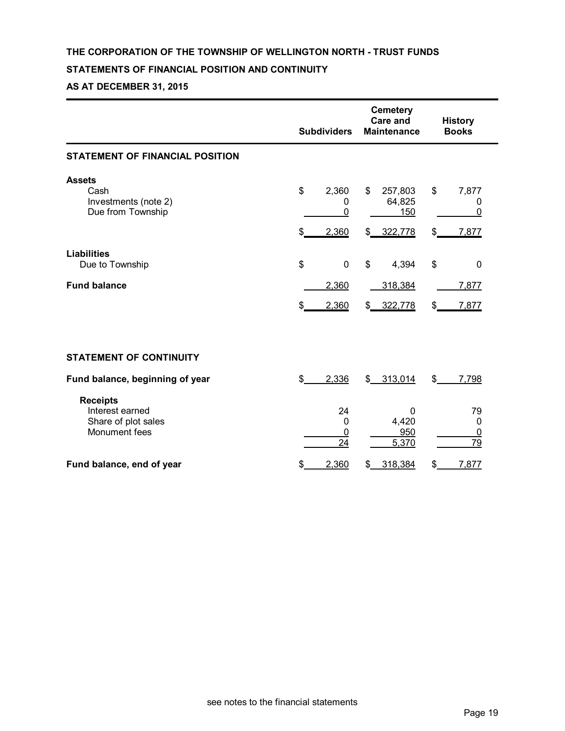**THE CORPORATION OF THE TOWNSHIP OF WELLINGTON NORTH - TRUST FUNDS**

**STATEMENTS OF FINANCIAL POSITION AND CONTINUITY**

**AS AT DECEMBER 31, 2015**

| | Subdividers | Cemetery Care and Maintenance | History Books |
|---|---|---|---|
| **STATEMENT OF FINANCIAL POSITION** | | | |
| **Assets** | | | |
| Cash | $ 2,360 | $ 257,803 | $ 7,877 |
| Investments (note 2) | 0 | 64,825 | 0 |
| Due from Township | 0 | 150 | 0 |
| | $ 2,360 | $ 322,778 | $ 7,877 |
| **Liabilities** | | | |
| Due to Township | $ 0 | $ 4,394 | $ 0 |
| **Fund balance** | 2,360 | 318,384 | 7,877 |
| | $ 2,360 | $ 322,778 | $ 7,877 |
| **STATEMENT OF CONTINUITY** | | | |
| **Fund balance, beginning of year** | $ 2,336 | $ 313,014 | $ 7,798 |
| **Receipts** | | | |
| Interest earned | 24 | 0 | 79 |
| Share of plot sales | 0 | 4,420 | 0 |
| Monument fees | 0 | 950 | 0 |
| | 24 | 5,370 | 79 |
| **Fund balance, end of year** | $ 2,360 | $ 318,384 | $ 7,877 |

see notes to the financial statements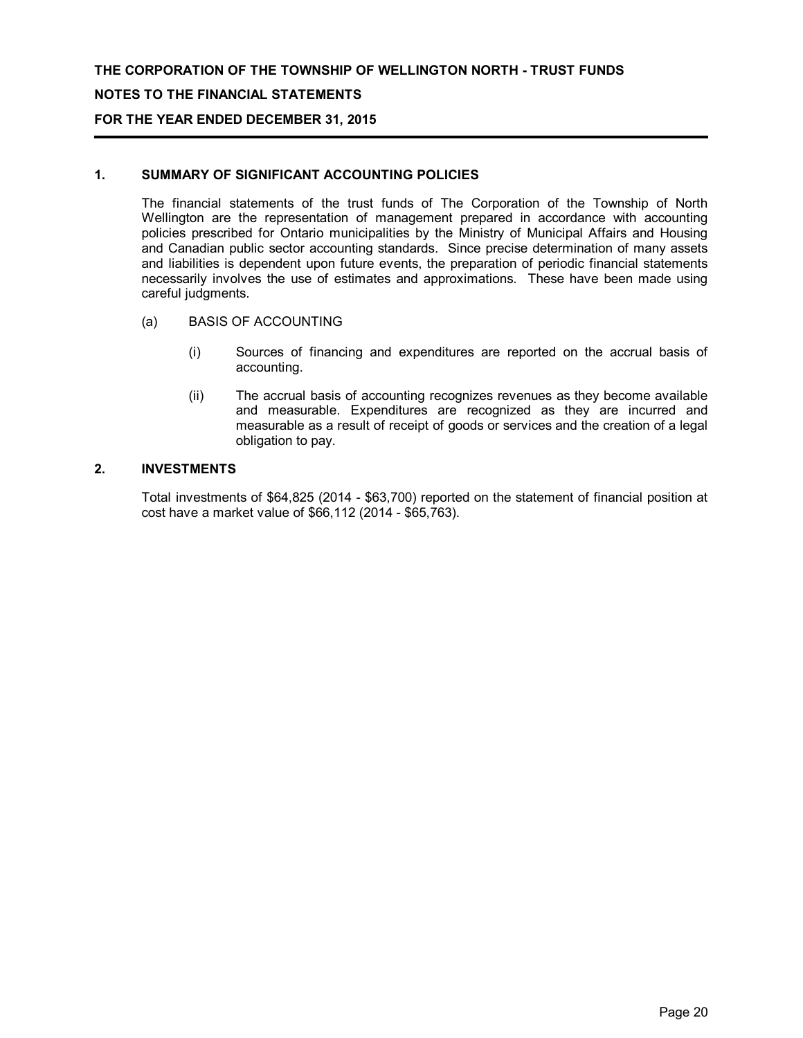**THE CORPORATION OF THE TOWNSHIP OF WELLINGTON NORTH - TRUST FUNDS**

**NOTES TO THE FINANCIAL STATEMENTS**

**FOR THE YEAR ENDED DECEMBER 31, 2015**

## 1. SUMMARY OF SIGNIFICANT ACCOUNTING POLICIES

The financial statements of the trust funds of The Corporation of the Township of North Wellington are the representation of management prepared in accordance with accounting policies prescribed for Ontario municipalities by the Ministry of Municipal Affairs and Housing and Canadian public sector accounting standards. Since precise determination of many assets and liabilities is dependent upon future events, the preparation of periodic financial statements necessarily involves the use of estimates and approximations. These have been made using careful judgments.

(a) BASIS OF ACCOUNTING

(i) Sources of financing and expenditures are reported on the accrual basis of accounting.

(ii) The accrual basis of accounting recognizes revenues as they become available and measurable. Expenditures are recognized as they are incurred and measurable as a result of receipt of goods or services and the creation of a legal obligation to pay.

## 2. INVESTMENTS

Total investments of $64,825 (2014 - $63,700) reported on the statement of financial position at cost have a market value of $66,112 (2014 - $65,763).